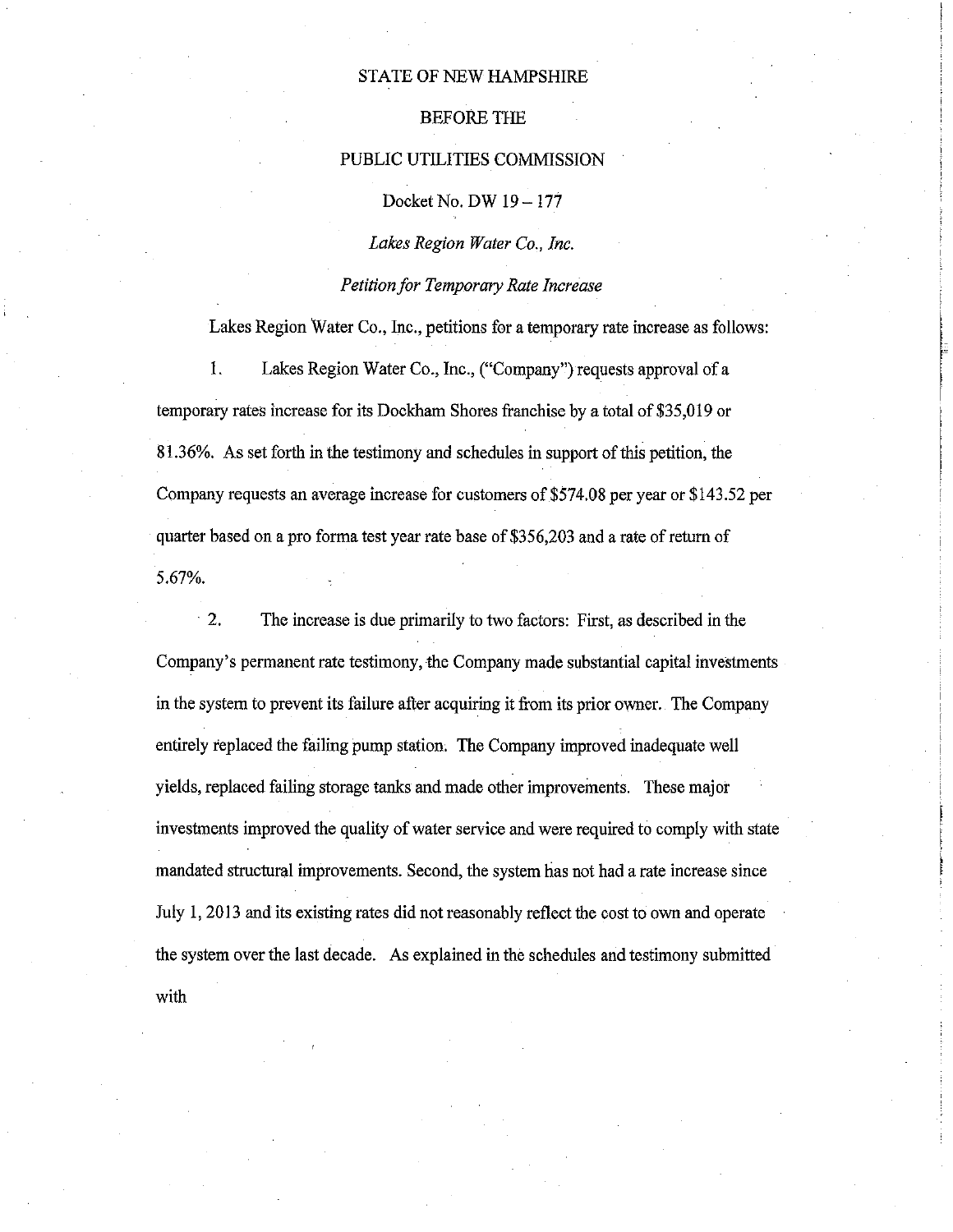STATE OF NEW HAMPSHIRE

BEFORE THE

PUBLIC UTILITIES COMMISSION

Docket No. DW 19 – 177

*Lakes Region Water Co., Inc.*

*Petition for Temporary Rate Increase*

Lakes Region Water Co., Inc., petitions for a temporary rate increase as follows:

1. Lakes Region Water Co., Inc., ("Company") requests approval of a temporary rates increase for its Dockham Shores franchise by a total of $35,019 or 81.36%. As set forth in the testimony and schedules in support of this petition, the Company requests an average increase for customers of $574.08 per year or $143.52 per quarter based on a pro forma test year rate base of $356,203 and a rate of return of 5.67%.

2. The increase is due primarily to two factors: First, as described in the Company's permanent rate testimony, the Company made substantial capital investments in the system to prevent its failure after acquiring it from its prior owner. The Company entirely replaced the failing pump station. The Company improved inadequate well yields, replaced failing storage tanks and made other improvements. These major investments improved the quality of water service and were required to comply with state mandated structural improvements. Second, the system has not had a rate increase since July 1, 2013 and its existing rates did not reasonably reflect the cost to own and operate the system over the last decade. As explained in the schedules and testimony submitted with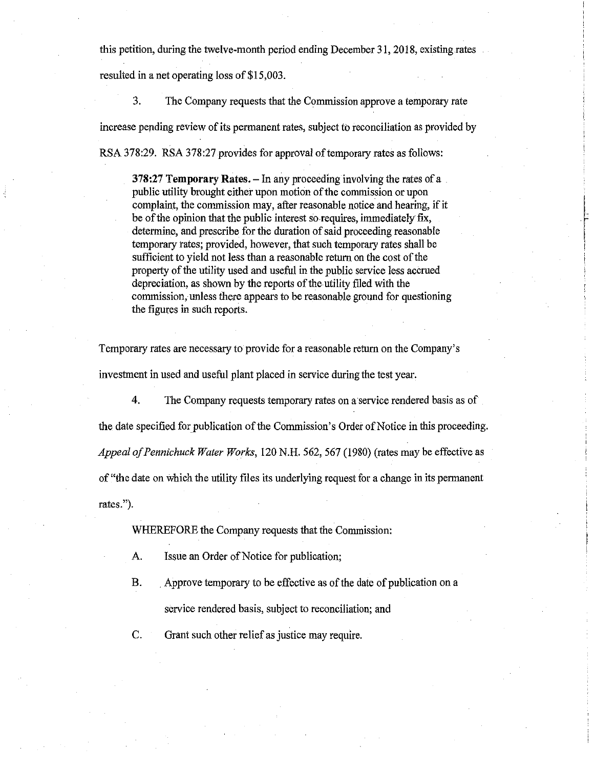this petition, during the twelve-month period ending December 31, 2018, existing rates resulted in a net operating loss of $15,003.

3. The Company requests that the Commission approve a temporary rate increase pending review of its permanent rates, subject to reconciliation as provided by RSA 378:29. RSA 378:27 provides for approval of temporary rates as follows:

> **378:27 Temporary Rates.** – In any proceeding involving the rates of a public utility brought either upon motion of the commission or upon complaint, the commission may, after reasonable notice and hearing, if it be of the opinion that the public interest so requires, immediately fix, determine, and prescribe for the duration of said proceeding reasonable temporary rates; provided, however, that such temporary rates shall be sufficient to yield not less than a reasonable return on the cost of the property of the utility used and useful in the public service less accrued depreciation, as shown by the reports of the utility filed with the commission, unless there appears to be reasonable ground for questioning the figures in such reports.

Temporary rates are necessary to provide for a reasonable return on the Company's investment in used and useful plant placed in service during the test year.

4. The Company requests temporary rates on a service rendered basis as of the date specified for publication of the Commission's Order of Notice in this proceeding. *Appeal of Pennichuck Water Works*, 120 N.H. 562, 567 (1980) (rates may be effective as of "the date on which the utility files its underlying request for a change in its permanent rates.").

WHEREFORE the Company requests that the Commission:

A. Issue an Order of Notice for publication;

B. Approve temporary to be effective as of the date of publication on a service rendered basis, subject to reconciliation; and

C. Grant such other relief as justice may require.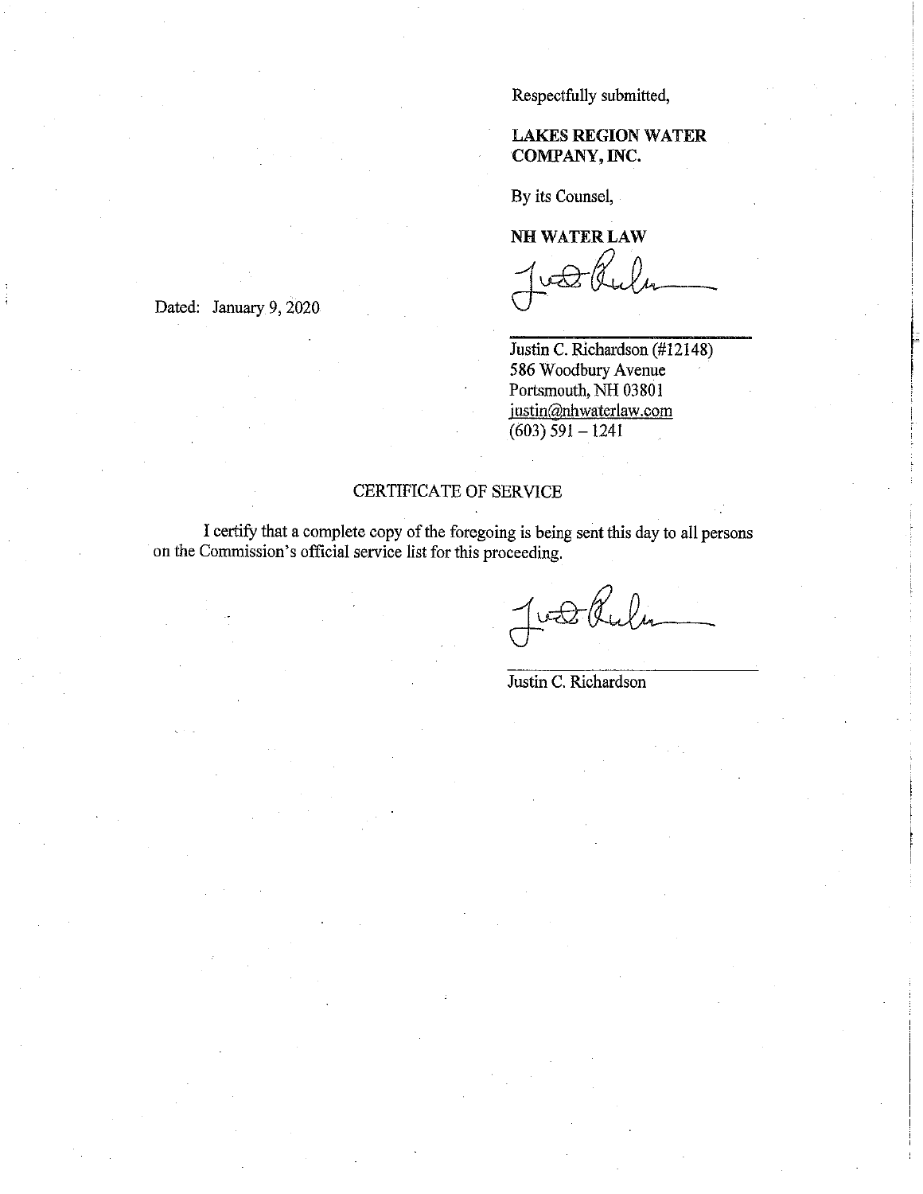Respectfully submitted,

**LAKES REGION WATER COMPANY, INC.**

By its Counsel,

**NH WATER LAW**

Dated: January 9, 2020

Justin C. Richardson (#12148)
586 Woodbury Avenue
Portsmouth, NH 03801
justin@nhwaterlaw.com
(603) 591 – 1241

CERTIFICATE OF SERVICE

I certify that a complete copy of the foregoing is being sent this day to all persons on the Commission's official service list for this proceeding.

Justin C. Richardson